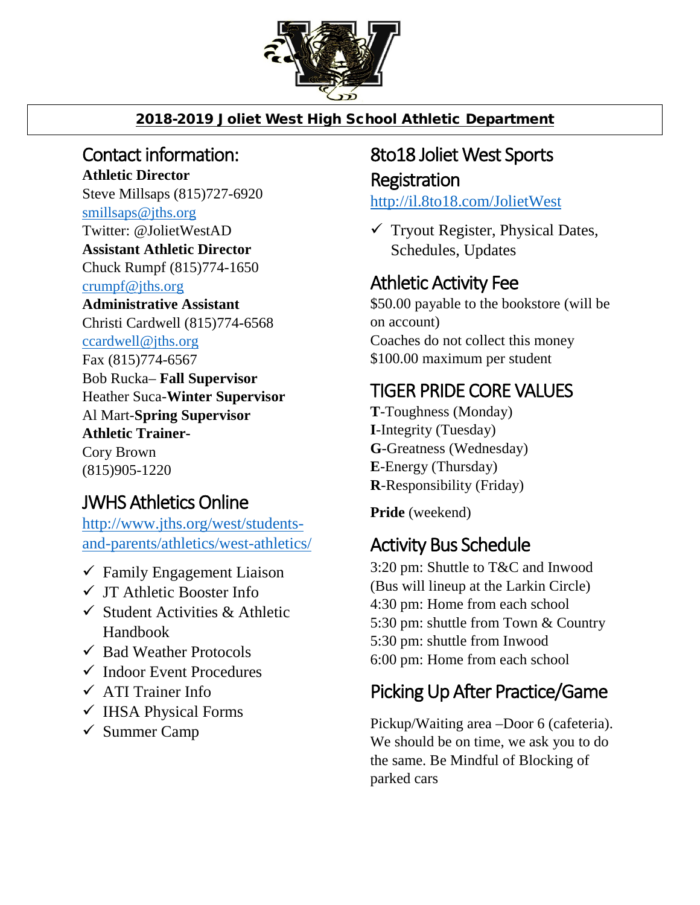**2018-2019 Joliet West High School Athletic Department**

## Contact information:

**Athletic Director**
Steve Millsaps (815)727-6920
smillsaps@jths.org
Twitter: @JolietWestAD

**Assistant Athletic Director**
Chuck Rumpf (815)774-1650
crumpf@jths.org

**Administrative Assistant**
Christi Cardwell (815)774-6568
ccardwell@jths.org
Fax (815)774-6567

Bob Rucka– **Fall Supervisor**
Heather Suca-**Winter Supervisor**
Al Mart-**Spring Supervisor**

**Athletic Trainer-**
Cory Brown
(815)905-1220

## JWHS Athletics Online

http://www.jths.org/west/students-and-parents/athletics/west-athletics/

- ✓ Family Engagement Liaison
- ✓ JT Athletic Booster Info
- ✓ Student Activities & Athletic Handbook
- ✓ Bad Weather Protocols
- ✓ Indoor Event Procedures
- ✓ ATI Trainer Info
- ✓ IHSA Physical Forms
- ✓ Summer Camp

## 8to18 Joliet West Sports Registration

http://il.8to18.com/JolietWest

- ✓ Tryout Register, Physical Dates, Schedules, Updates

## Athletic Activity Fee

$50.00 payable to the bookstore (will be on account)
Coaches do not collect this money
$100.00 maximum per student

## TIGER PRIDE CORE VALUES

**T**-Toughness (Monday)
**I**-Integrity (Tuesday)
**G**-Greatness (Wednesday)
**E**-Energy (Thursday)
**R**-Responsibility (Friday)

**Pride** (weekend)

## Activity Bus Schedule

3:20 pm: Shuttle to T&C and Inwood (Bus will lineup at the Larkin Circle)
4:30 pm: Home from each school
5:30 pm: shuttle from Town & Country
5:30 pm: shuttle from Inwood
6:00 pm: Home from each school

## Picking Up After Practice/Game

Pickup/Waiting area –Door 6 (cafeteria). We should be on time, we ask you to do the same. Be Mindful of Blocking of parked cars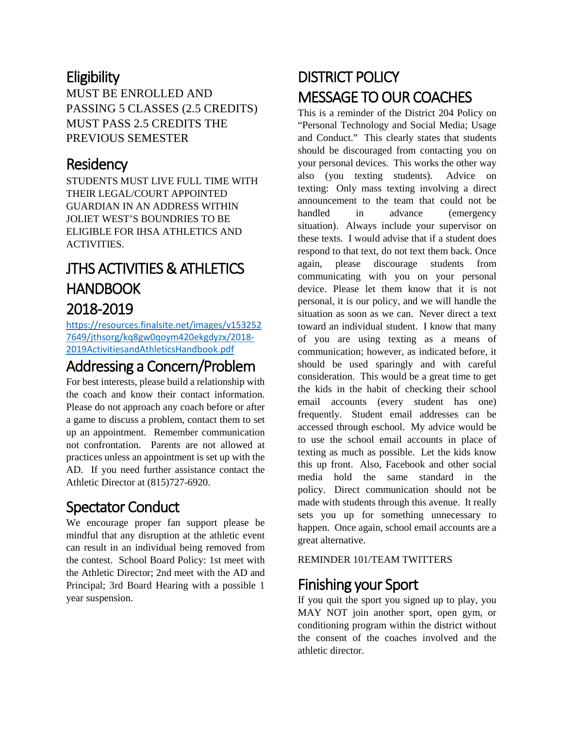## Eligibility

MUST BE ENROLLED AND PASSING 5 CLASSES (2.5 CREDITS) MUST PASS 2.5 CREDITS THE PREVIOUS SEMESTER

## Residency

STUDENTS MUST LIVE FULL TIME WITH THEIR LEGAL/COURT APPOINTED GUARDIAN IN AN ADDRESS WITHIN JOLIET WEST'S BOUNDRIES TO BE ELIGIBLE FOR IHSA ATHLETICS AND ACTIVITIES.

## JTHS ACTIVITIES & ATHLETICS HANDBOOK 2018-2019

https://resources.finalsite.net/images/v1532527649/jthsorg/kq8gw0qoym420ekgdyzx/2018-2019ActivitiesandAthleticsHandbook.pdf

## Addressing a Concern/Problem

For best interests, please build a relationship with the coach and know their contact information. Please do not approach any coach before or after a game to discuss a problem, contact them to set up an appointment. Remember communication not confrontation. Parents are not allowed at practices unless an appointment is set up with the AD. If you need further assistance contact the Athletic Director at (815)727-6920.

## Spectator Conduct

We encourage proper fan support please be mindful that any disruption at the athletic event can result in an individual being removed from the contest. School Board Policy: 1st meet with the Athletic Director; 2nd meet with the AD and Principal; 3rd Board Hearing with a possible 1 year suspension.

## DISTRICT POLICY MESSAGE TO OUR COACHES

This is a reminder of the District 204 Policy on "Personal Technology and Social Media; Usage and Conduct." This clearly states that students should be discouraged from contacting you on your personal devices. This works the other way also (you texting students). Advice on texting: Only mass texting involving a direct announcement to the team that could not be handled in advance (emergency situation). Always include your supervisor on these texts. I would advise that if a student does respond to that text, do not text them back. Once again, please discourage students from communicating with you on your personal device. Please let them know that it is not personal, it is our policy, and we will handle the situation as soon as we can. Never direct a text toward an individual student. I know that many of you are using texting as a means of communication; however, as indicated before, it should be used sparingly and with careful consideration. This would be a great time to get the kids in the habit of checking their school email accounts (every student has one) frequently. Student email addresses can be accessed through eschool. My advice would be to use the school email accounts in place of texting as much as possible. Let the kids know this up front. Also, Facebook and other social media hold the same standard in the policy. Direct communication should not be made with students through this avenue. It really sets you up for something unnecessary to happen. Once again, school email accounts are a great alternative.

REMINDER 101/TEAM TWITTERS

## Finishing your Sport

If you quit the sport you signed up to play, you MAY NOT join another sport, open gym, or conditioning program within the district without the consent of the coaches involved and the athletic director.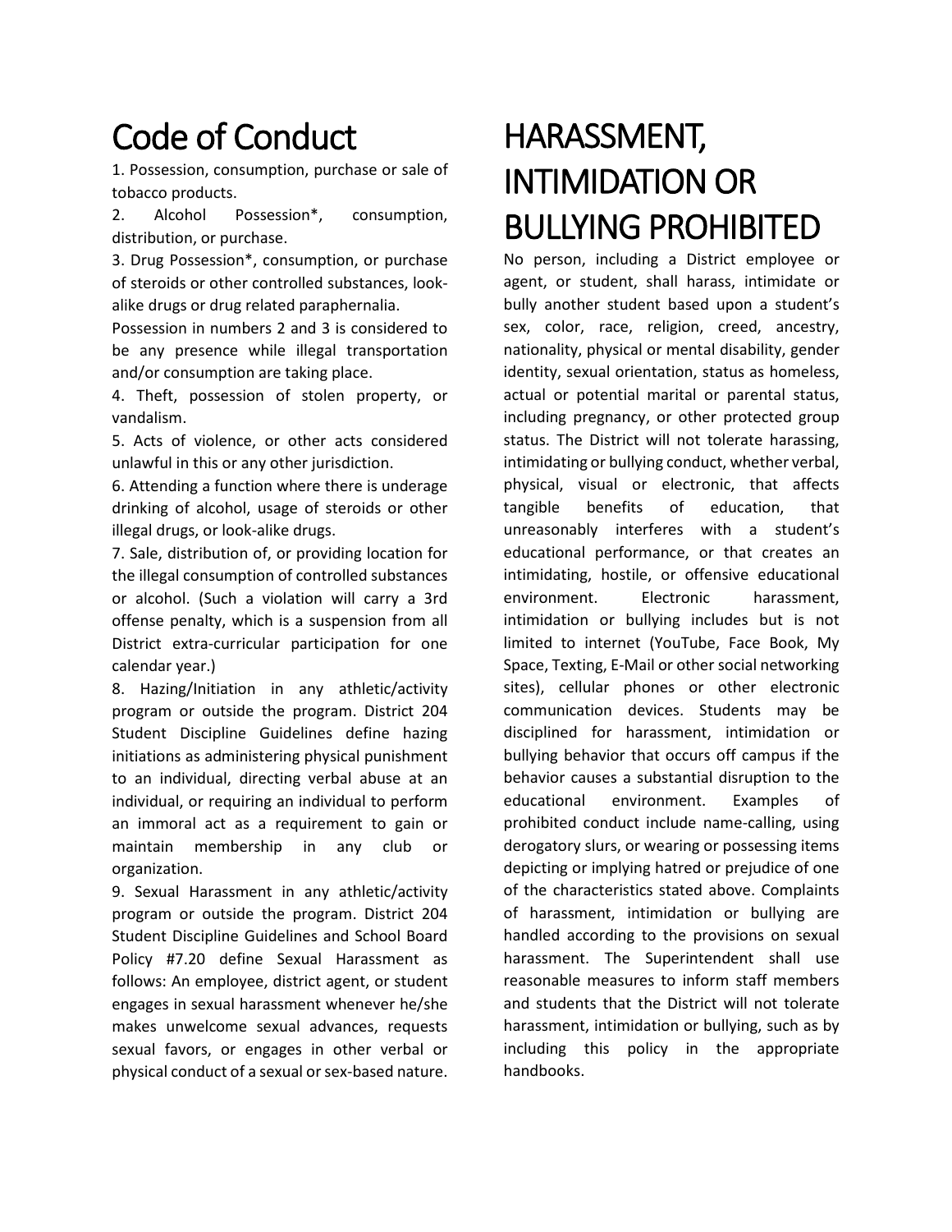# Code of Conduct

1. Possession, consumption, purchase or sale of tobacco products.
2. Alcohol Possession*, consumption, distribution, or purchase.
3. Drug Possession*, consumption, or purchase of steroids or other controlled substances, look-alike drugs or drug related paraphernalia.

Possession in numbers 2 and 3 is considered to be any presence while illegal transportation and/or consumption are taking place.

4. Theft, possession of stolen property, or vandalism.
5. Acts of violence, or other acts considered unlawful in this or any other jurisdiction.
6. Attending a function where there is underage drinking of alcohol, usage of steroids or other illegal drugs, or look-alike drugs.
7. Sale, distribution of, or providing location for the illegal consumption of controlled substances or alcohol. (Such a violation will carry a 3rd offense penalty, which is a suspension from all District extra-curricular participation for one calendar year.)
8. Hazing/Initiation in any athletic/activity program or outside the program. District 204 Student Discipline Guidelines define hazing initiations as administering physical punishment to an individual, directing verbal abuse at an individual, or requiring an individual to perform an immoral act as a requirement to gain or maintain membership in any club or organization.
9. Sexual Harassment in any athletic/activity program or outside the program. District 204 Student Discipline Guidelines and School Board Policy #7.20 define Sexual Harassment as follows: An employee, district agent, or student engages in sexual harassment whenever he/she makes unwelcome sexual advances, requests sexual favors, or engages in other verbal or physical conduct of a sexual or sex-based nature.

# HARASSMENT, INTIMIDATION OR BULLYING PROHIBITED

No person, including a District employee or agent, or student, shall harass, intimidate or bully another student based upon a student's sex, color, race, religion, creed, ancestry, nationality, physical or mental disability, gender identity, sexual orientation, status as homeless, actual or potential marital or parental status, including pregnancy, or other protected group status. The District will not tolerate harassing, intimidating or bullying conduct, whether verbal, physical, visual or electronic, that affects tangible benefits of education, that unreasonably interferes with a student's educational performance, or that creates an intimidating, hostile, or offensive educational environment. Electronic harassment, intimidation or bullying includes but is not limited to internet (YouTube, Face Book, My Space, Texting, E-Mail or other social networking sites), cellular phones or other electronic communication devices. Students may be disciplined for harassment, intimidation or bullying behavior that occurs off campus if the behavior causes a substantial disruption to the educational environment. Examples of prohibited conduct include name-calling, using derogatory slurs, or wearing or possessing items depicting or implying hatred or prejudice of one of the characteristics stated above. Complaints of harassment, intimidation or bullying are handled according to the provisions on sexual harassment. The Superintendent shall use reasonable measures to inform staff members and students that the District will not tolerate harassment, intimidation or bullying, such as by including this policy in the appropriate handbooks.